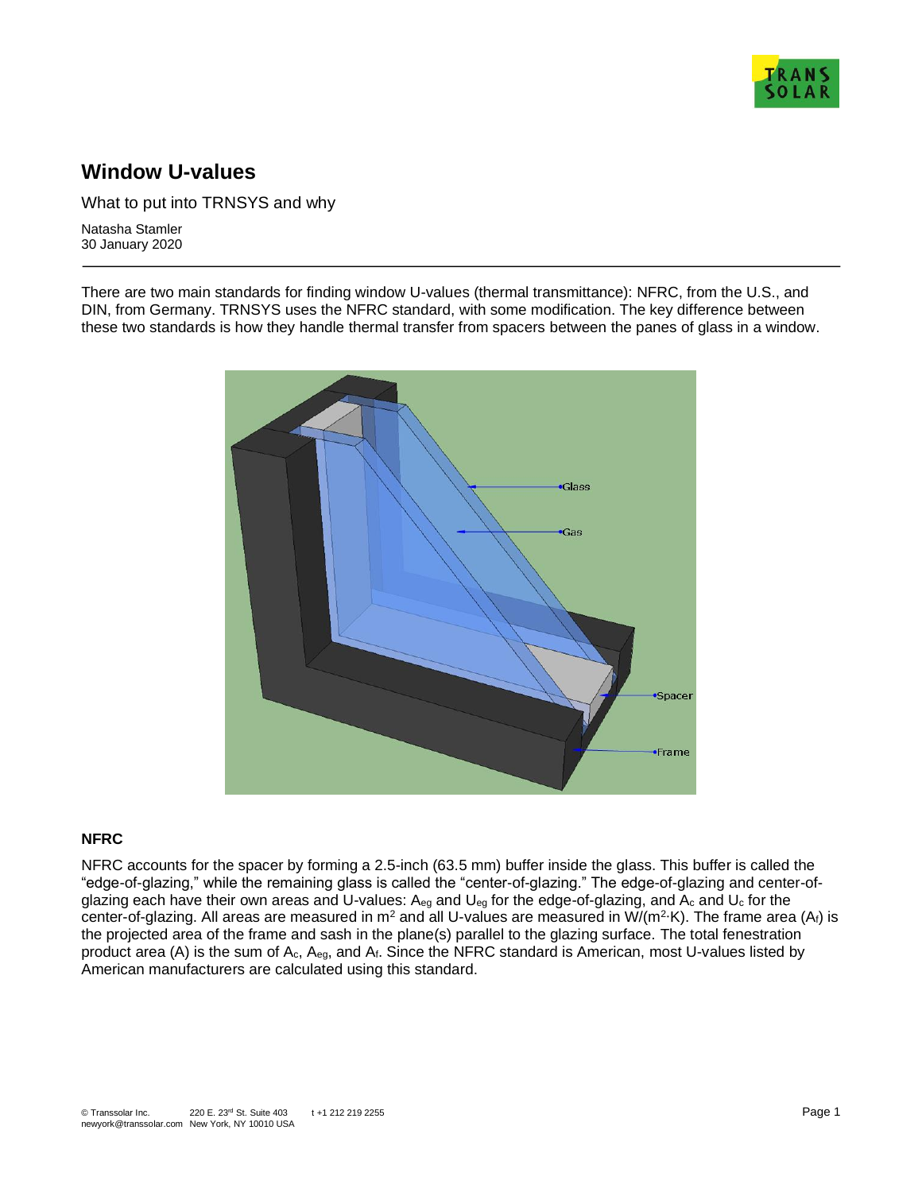# Window U-values

What to put into TRNSYS and why

Natasha Stamler
30 January 2020

---

There are two main standards for finding window U-values (thermal transmittance): NFRC, from the U.S., and DIN, from Germany. TRNSYS uses the NFRC standard, with some modification. The key difference between these two standards is how they handle thermal transfer from spacers between the panes of glass in a window.

## NFRC

NFRC accounts for the spacer by forming a 2.5-inch (63.5 mm) buffer inside the glass. This buffer is called the "edge-of-glazing," while the remaining glass is called the "center-of-glazing." The edge-of-glazing and center-of-glazing each have their own areas and U-values: $A_{eg}$ and $U_{eg}$ for the edge-of-glazing, and $A_c$ and $U_c$ for the center-of-glazing. All areas are measured in $m^2$ and all U-values are measured in $W/(m^2 \cdot K)$. The frame area ($A_f$) is the projected area of the frame and sash in the plane(s) parallel to the glazing surface. The total fenestration product area (A) is the sum of $A_c$, $A_{eg}$, and $A_f$. Since the NFRC standard is American, most U-values listed by American manufacturers are calculated using this standard.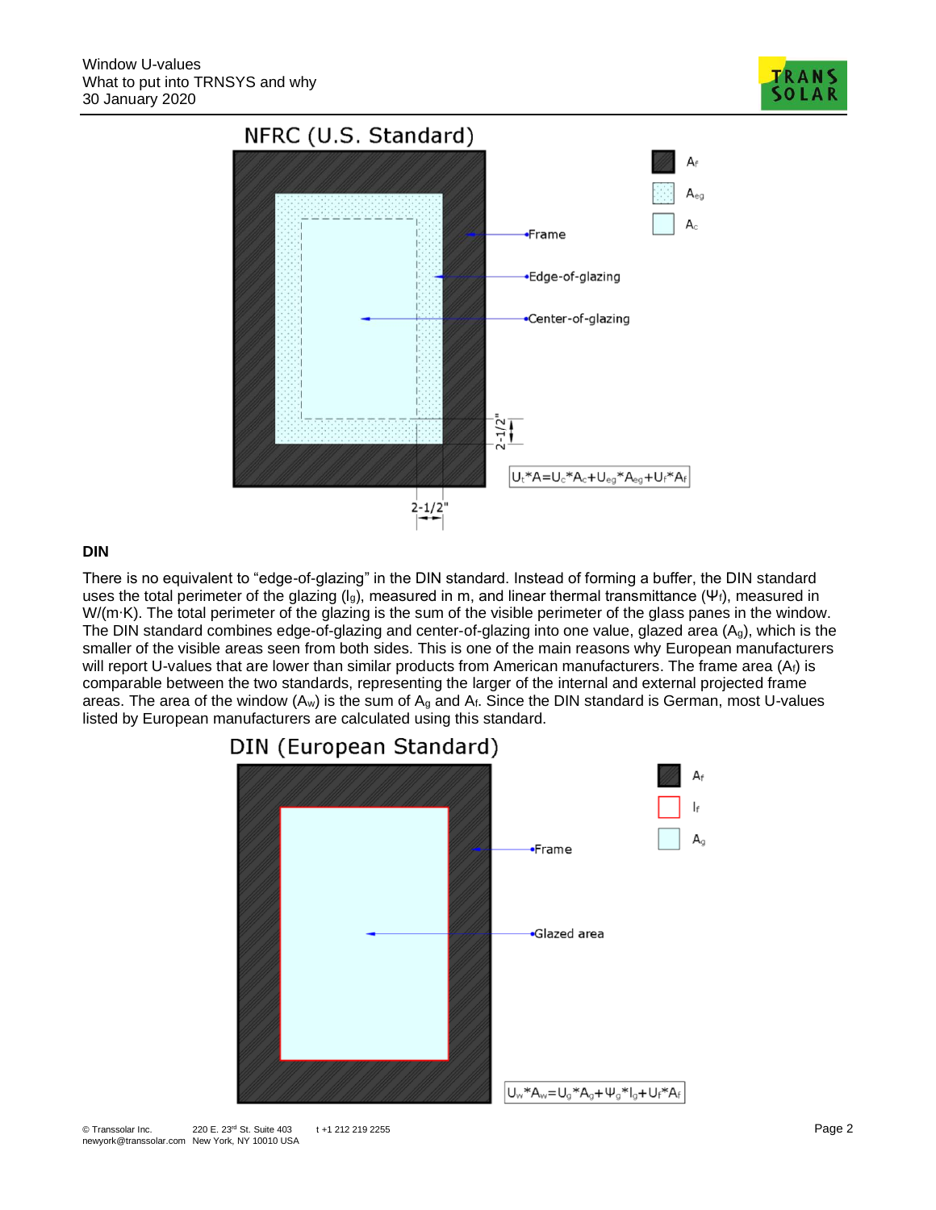## NFRC (U.S. Standard)

$A_f$

$A_{eg}$

$A_c$

Frame

Edge-of-glazing

Center-of-glazing

2-1/2"

2-1/2"

$U_t*A=U_c*A_c+U_{eg}*A_{eg}+U_f*A_f$

**DIN**

There is no equivalent to "edge-of-glazing" in the DIN standard. Instead of forming a buffer, the DIN standard uses the total perimeter of the glazing ($l_g$), measured in m, and linear thermal transmittance ($\Psi_f$), measured in W/(m·K). The total perimeter of the glazing is the sum of the visible perimeter of the glass panes in the window. The DIN standard combines edge-of-glazing and center-of-glazing into one value, glazed area ($A_g$), which is the smaller of the visible areas seen from both sides. This is one of the main reasons why European manufacturers will report U-values that are lower than similar products from American manufacturers. The frame area ($A_f$) is comparable between the two standards, representing the larger of the internal and external projected frame areas. The area of the window ($A_w$) is the sum of $A_g$ and $A_f$. Since the DIN standard is German, most U-values listed by European manufacturers are calculated using this standard.

## DIN (European Standard)

$A_f$

$l_f$

$A_g$

Frame

Glazed area

$U_w*A_w=U_g*A_g+\Psi_g*l_g+U_f*A_f$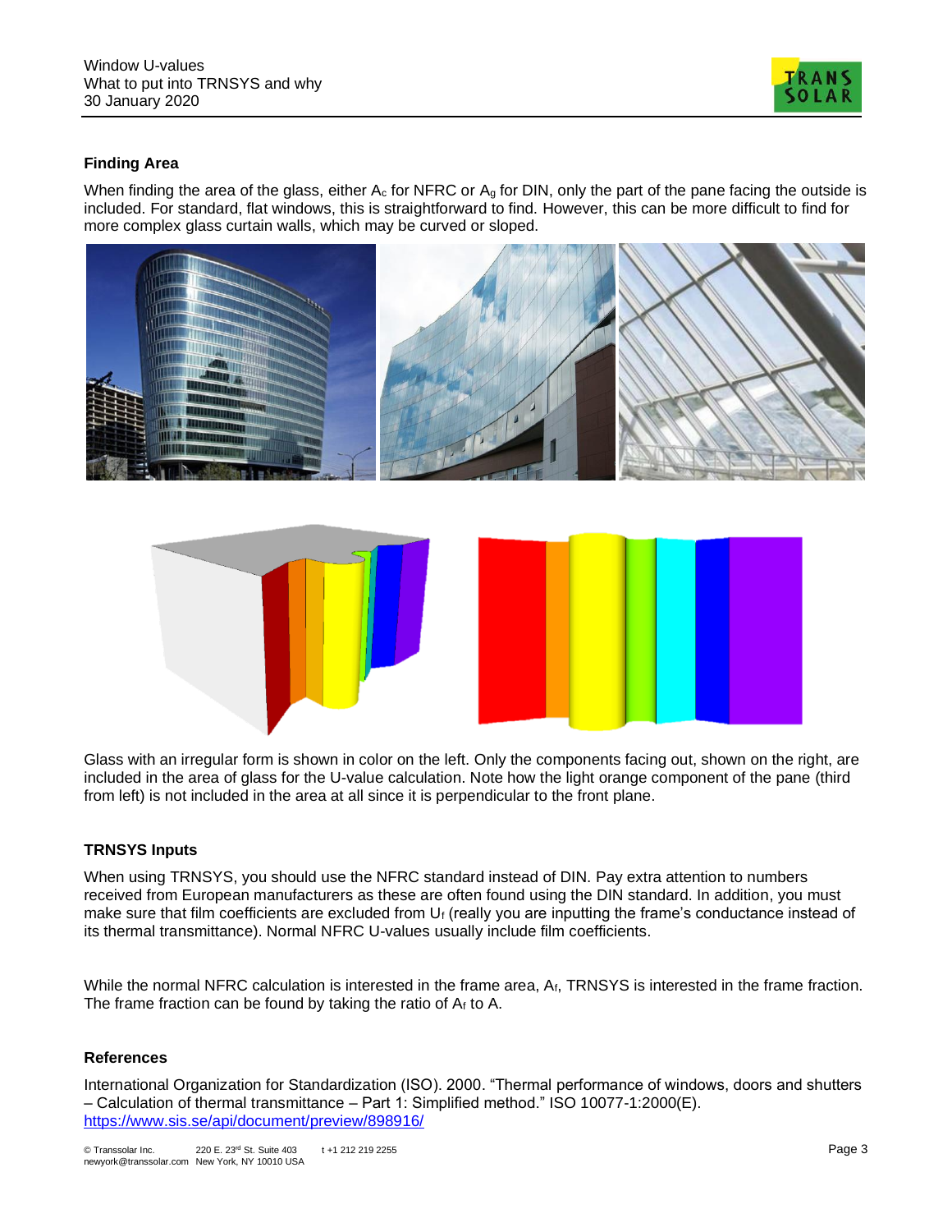## Finding Area

When finding the area of the glass, either $A_c$ for NFRC or $A_g$ for DIN, only the part of the pane facing the outside is included. For standard, flat windows, this is straightforward to find. However, this can be more difficult to find for more complex glass curtain walls, which may be curved or sloped.

Glass with an irregular form is shown in color on the left. Only the components facing out, shown on the right, are included in the area of glass for the U-value calculation. Note how the light orange component of the pane (third from left) is not included in the area at all since it is perpendicular to the front plane.

## TRNSYS Inputs

When using TRNSYS, you should use the NFRC standard instead of DIN. Pay extra attention to numbers received from European manufacturers as these are often found using the DIN standard. In addition, you must make sure that film coefficients are excluded from $U_f$ (really you are inputting the frame's conductance instead of its thermal transmittance). Normal NFRC U-values usually include film coefficients.

While the normal NFRC calculation is interested in the frame area, $A_f$, TRNSYS is interested in the frame fraction. The frame fraction can be found by taking the ratio of $A_f$ to A.

## References

International Organization for Standardization (ISO). 2000. "Thermal performance of windows, doors and shutters – Calculation of thermal transmittance – Part 1: Simplified method." ISO 10077-1:2000(E). https://www.sis.se/api/document/preview/898916/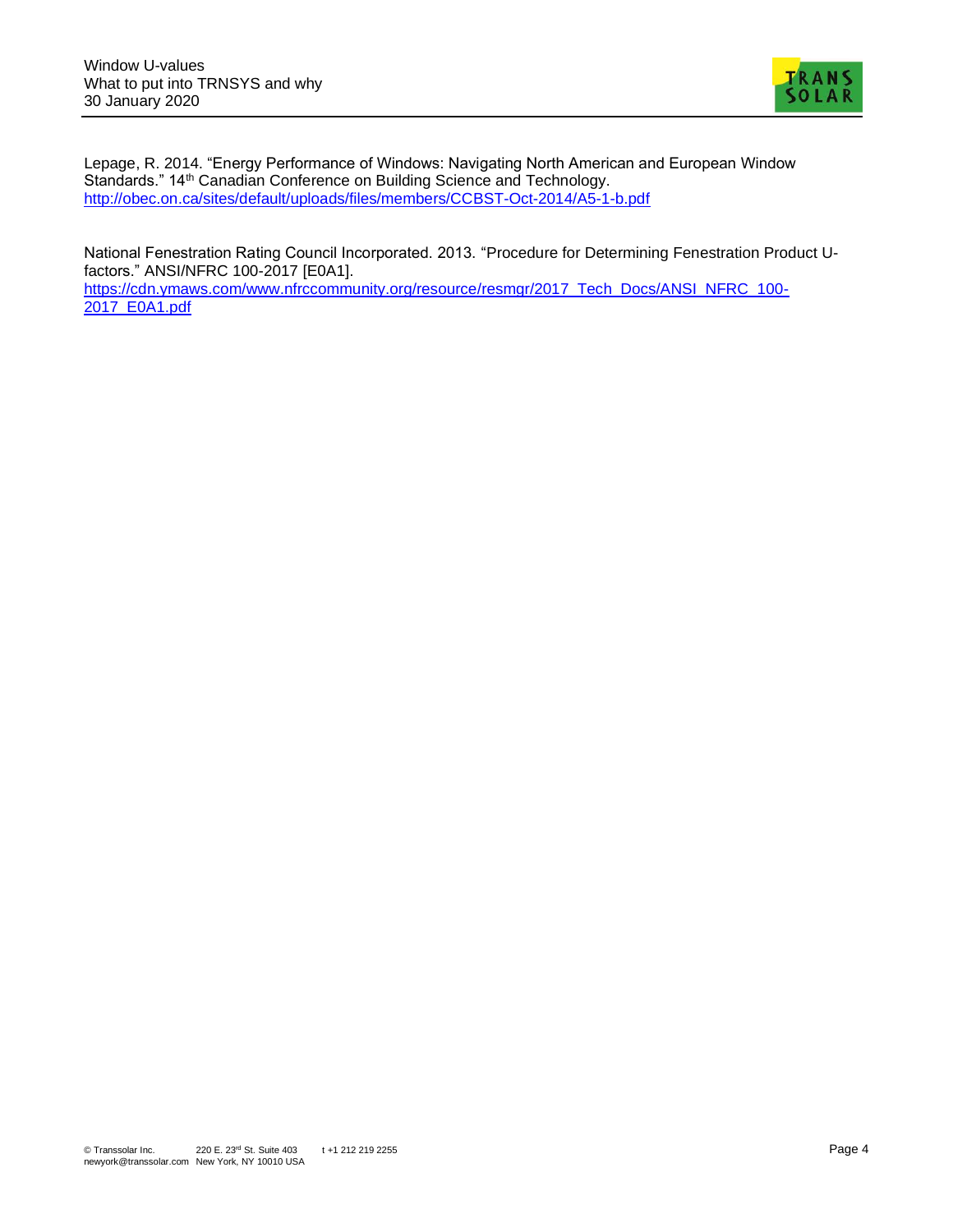Lepage, R. 2014. "Energy Performance of Windows: Navigating North American and European Window Standards." 14th Canadian Conference on Building Science and Technology. http://obec.on.ca/sites/default/uploads/files/members/CCBST-Oct-2014/A5-1-b.pdf

National Fenestration Rating Council Incorporated. 2013. "Procedure for Determining Fenestration Product U-factors." ANSI/NFRC 100-2017 [E0A1]. https://cdn.ymaws.com/www.nfrccommunity.org/resource/resmgr/2017_Tech_Docs/ANSI_NFRC_100-2017_E0A1.pdf